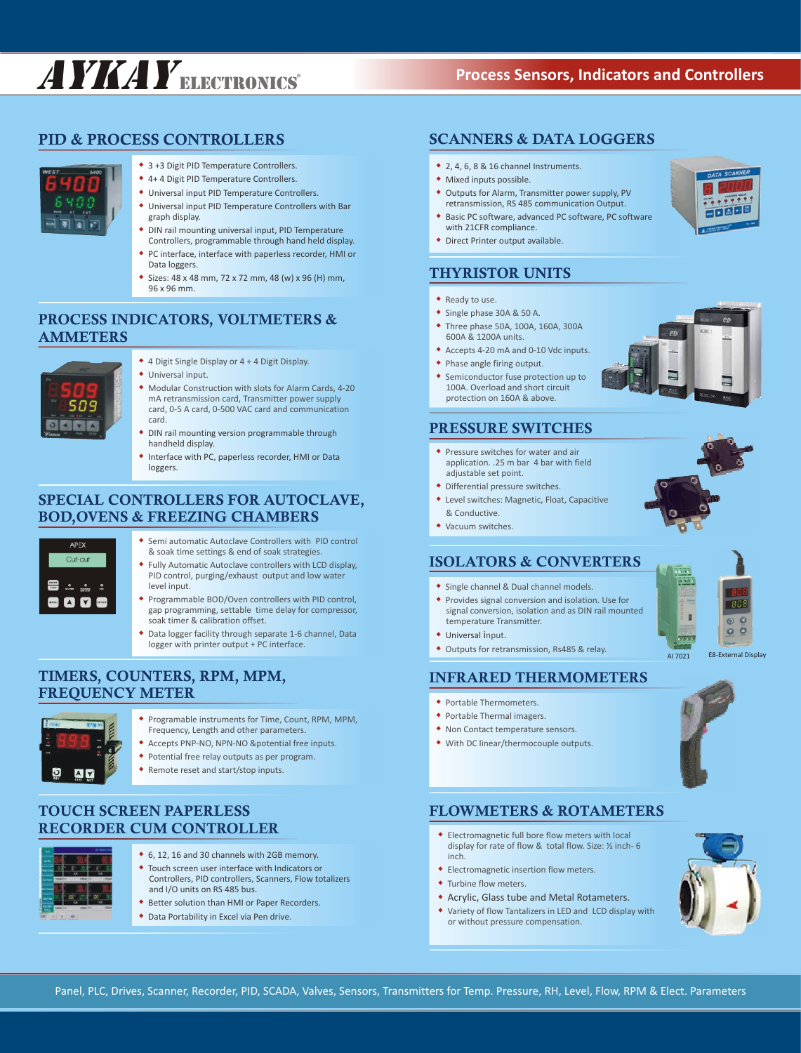# AYKAY ELECTRONICS®

## Process Sensors, Indicators and Controllers

## PID & PROCESS CONTROLLERS

- 3 +3 Digit PID Temperature Controllers.
- 4+ 4 Digit PID Temperature Controllers.
- Universal input PID Temperature Controllers.
- Universal input PID Temperature Controllers with Bar graph display.
- DIN rail mounting universal input, PID Temperature Controllers, programmable through hand held display.
- PC interface, interface with paperless recorder, HMI or Data loggers.
- Sizes: 48 x 48 mm, 72 x 72 mm, 48 (w) x 96 (H) mm, 96 x 96 mm.

## PROCESS INDICATORS, VOLTMETERS & AMMETERS

- 4 Digit Single Display or 4 + 4 Digit Display.
- Universal input.
- Modular Construction with slots for Alarm Cards, 4-20 mA retransmission card, Transmitter power supply card, 0-5 A card, 0-500 VAC card and communication card.
- DIN rail mounting version programmable through handheld display.
- Interface with PC, paperless recorder, HMI or Data loggers.

## SPECIAL CONTROLLERS FOR AUTOCLAVE, BOD,OVENS & FREEZING CHAMBERS

- Semi automatic Autoclave Controllers with PID control & soak time settings & end of soak strategies.
- Fully Automatic Autoclave controllers with LCD display, PID control, purging/exhaust output and low water level input.
- Programmable BOD/Oven controllers with PID control, gap programming, settable time delay for compressor, soak timer & calibration offset.
- Data logger facility through separate 1-6 channel, Data logger with printer output + PC interface.

## TIMERS, COUNTERS, RPM, MPM, FREQUENCY METER

- Programable instruments for Time, Count, RPM, MPM, Frequency, Length and other parameters.
- Accepts PNP-NO, NPN-NO &potential free inputs.
- Potential free relay outputs as per program.
- Remote reset and start/stop inputs.

## TOUCH SCREEN PAPERLESS RECORDER CUM CONTROLLER

- 6, 12, 16 and 30 channels with 2GB memory.
- Touch screen user interface with Indicators or Controllers, PID controllers, Scanners, Flow totalizers and I/O units on RS 485 bus.
- Better solution than HMI or Paper Recorders.
- Data Portability in Excel via Pen drive.

## SCANNERS & DATA LOGGERS

- 2, 4, 6, 8 & 16 channel Instruments.
- Mixed inputs possible.
- Outputs for Alarm, Transmitter power supply, PV retransmission, RS 485 communication Output.
- Basic PC software, advanced PC software, PC software with 21CFR compliance.
- Direct Printer output available.

## THYRISTOR UNITS

- Ready to use.
- Single phase 30A & 50 A.
- Three phase 50A, 100A, 160A, 300A 600A & 1200A units.
- Accepts 4-20 mA and 0-10 Vdc inputs.
- Phase angle firing output.
- Semiconductor fuse protection up to 100A. Overload and short circuit protection on 160A & above.

## PRESSURE SWITCHES

- Pressure switches for water and air application. .25 m bar 4 bar with field adjustable set point.
- Differential pressure switches.
- Level switches: Magnetic, Float, Capacitive & Conductive.
- Vacuum switches.

## ISOLATORS & CONVERTERS

- Single channel & Dual channel models.
- Provides signal conversion and isolation. Use for signal conversion, isolation and as DIN rail mounted temperature Transmitter.
- Universal input.
- Outputs for retransmission, Rs485 & relay.

AI 7021 E8-External Display

## INFRARED THERMOMETERS

- Portable Thermometers.
- Portable Thermal imagers.
- Non Contact temperature sensors.
- With DC linear/thermocouple outputs.

## FLOWMETERS & ROTAMETERS

- Electromagnetic full bore flow meters with local display for rate of flow & total flow. Size: ½ inch- 6 inch.
- Electromagnetic insertion flow meters.
- Turbine flow meters.
- Acrylic, Glass tube and Metal Rotameters.
- Variety of flow Tantalizers in LED and LCD display with or without pressure compensation.

Panel, PLC, Drives, Scanner, Recorder, PID, SCADA, Valves, Sensors, Transmitters for Temp. Pressure, RH, Level, Flow, RPM & Elect. Parameters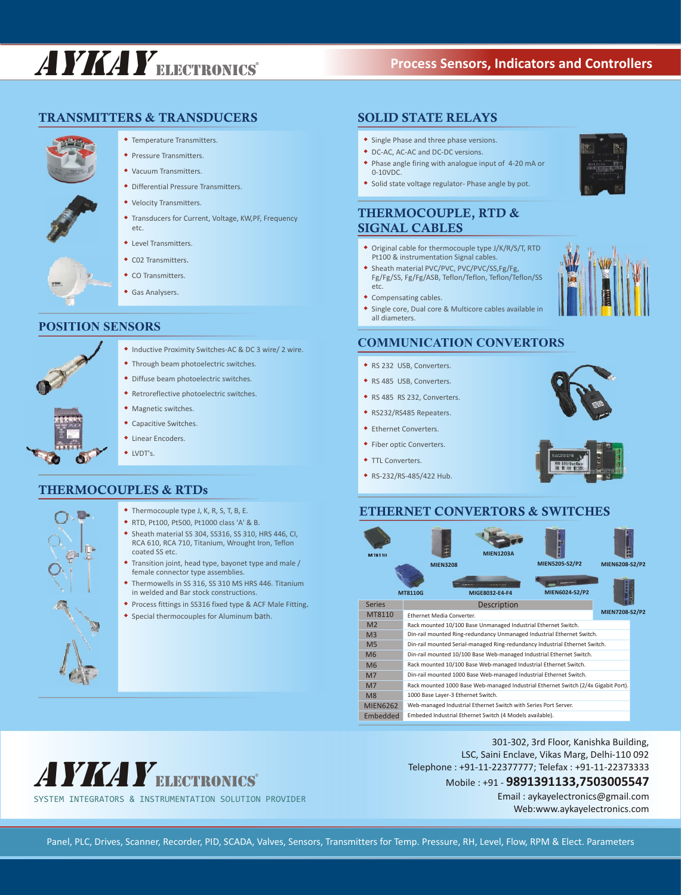# AYKAY ELECTRONICS®

## Process Sensors, Indicators and Controllers

## TRANSMITTERS & TRANSDUCERS

- Temperature Transmitters.
- Pressure Transmitters.
- Vacuum Transmitters.
- Differential Pressure Transmitters.
- Velocity Transmitters.
- Transducers for Current, Voltage, KW,PF, Frequency etc.
- Level Transmitters.
- C02 Transmitters.
- CO Transmitters.
- Gas Analysers.

## POSITION SENSORS

- Inductive Proximity Switches-AC & DC 3 wire/ 2 wire.
- Through beam photoelectric switches.
- Diffuse beam photoelectric switches.
- Retroreflective photoelectric switches.
- Magnetic switches.
- Capacitive Switches.
- Linear Encoders.
- LVDT's.

## THERMOCOUPLES & RTDs

- Thermocouple type J, K, R, S, T, B, E.
- RTD, Pt100, Pt500, Pt1000 class 'A' & B.
- Sheath material SS 304, SS316, SS 310, HRS 446, CI, RCA 610, RCA 710, Titanium, Wrought Iron, Teflon coated SS etc.
- Transition joint, head type, bayonet type and male / female connector type assemblies.
- Thermowells in SS 316, SS 310 MS HRS 446. Titanium in welded and Bar stock constructions.
- Process fittings in SS316 fixed type & ACF Male Fitting.
- Special thermocouples for Aluminum bath.

## SOLID STATE RELAYS

- Single Phase and three phase versions.
- DC-AC, AC-AC and DC-DC versions.
- Phase angle firing with analogue input of 4-20 mA or 0-10VDC.
- Solid state voltage regulator- Phase angle by pot.

## THERMOCOUPLE, RTD & SIGNAL CABLES

- Original cable for thermocouple type J/K/R/S/T, RTD Pt100 & instrumentation Signal cables.
- Sheath material PVC/PVC, PVC/PVC/SS,Fg/Fg, Fg/Fg/SS, Fg/Fg/ASB, Teflon/Teflon, Teflon/Teflon/SS etc.
- Compensating cables.
- Single core, Dual core & Multicore cables available in all diameters.

## COMMUNICATION CONVERTORS

- RS 232 USB, Converters.
- RS 485 USB, Converters.
- RS 485 RS 232, Converters.
- RS232/RS485 Repeaters.
- Ethernet Converters.
- Fiber optic Converters.
- TTL Converters.
- RS-232/RS-485/422 Hub.

## ETHERNET CONVERTORS & SWITCHES

MT8110, MIEN3208, MIEN1203A, MIEN5205-S2/P2, MIEN6208-S2/P2, MT8110G, MIGE8032-E4-F4, MIEN6024-S2/P2, MIEN7208-S2/P2

| Series | Description |
|---|---|
| MT8110 | Ethernet Media Converter. |
| M2 | Rack mounted 10/100 Base Unmanaged Industrial Ethernet Switch. |
| M3 | Din-rail mounted Ring-redundancy Unmanaged Industrial Ethernet Switch. |
| M5 | Din-rail mounted Serial-managed Ring-redundancy Industrial Ethernet Switch. |
| M6 | Din-rail mounted 10/100 Base Web-managed Industrial Ethernet Switch. |
| M6 | Rack mounted 10/100 Base Web-managed Industrial Ethernet Switch. |
| M7 | Din-rail mounted 1000 Base Web-managed Industrial Ethernet Switch. |
| M7 | Rack mounted 1000 Base Web-managed Industrial Ethernet Switch (2/4x Gigabit Port). |
| M8 | 1000 Base Layer-3 Ethernet Switch. |
| MIEN6262 | Web-managed Industrial Ethernet Switch with Series Port Server. |
| Embedded | Embeded Industrial Ethernet Switch (4 Models available). |

**AYKAY ELECTRONICS®**

SYSTEM INTEGRATORS & INSTRUMENTATION SOLUTION PROVIDER

301-302, 3rd Floor, Kanishka Building,
LSC, Saini Enclave, Vikas Marg, Delhi-110 092
Telephone : +91-11-22377777; Telefax : +91-11-22373333
Mobile : +91 - **9891391133,7503005547**
Email : aykayelectronics@gmail.com
Web:www.aykayelectronics.com

Panel, PLC, Drives, Scanner, Recorder, PID, SCADA, Valves, Sensors, Transmitters for Temp. Pressure, RH, Level, Flow, RPM & Elect. Parameters